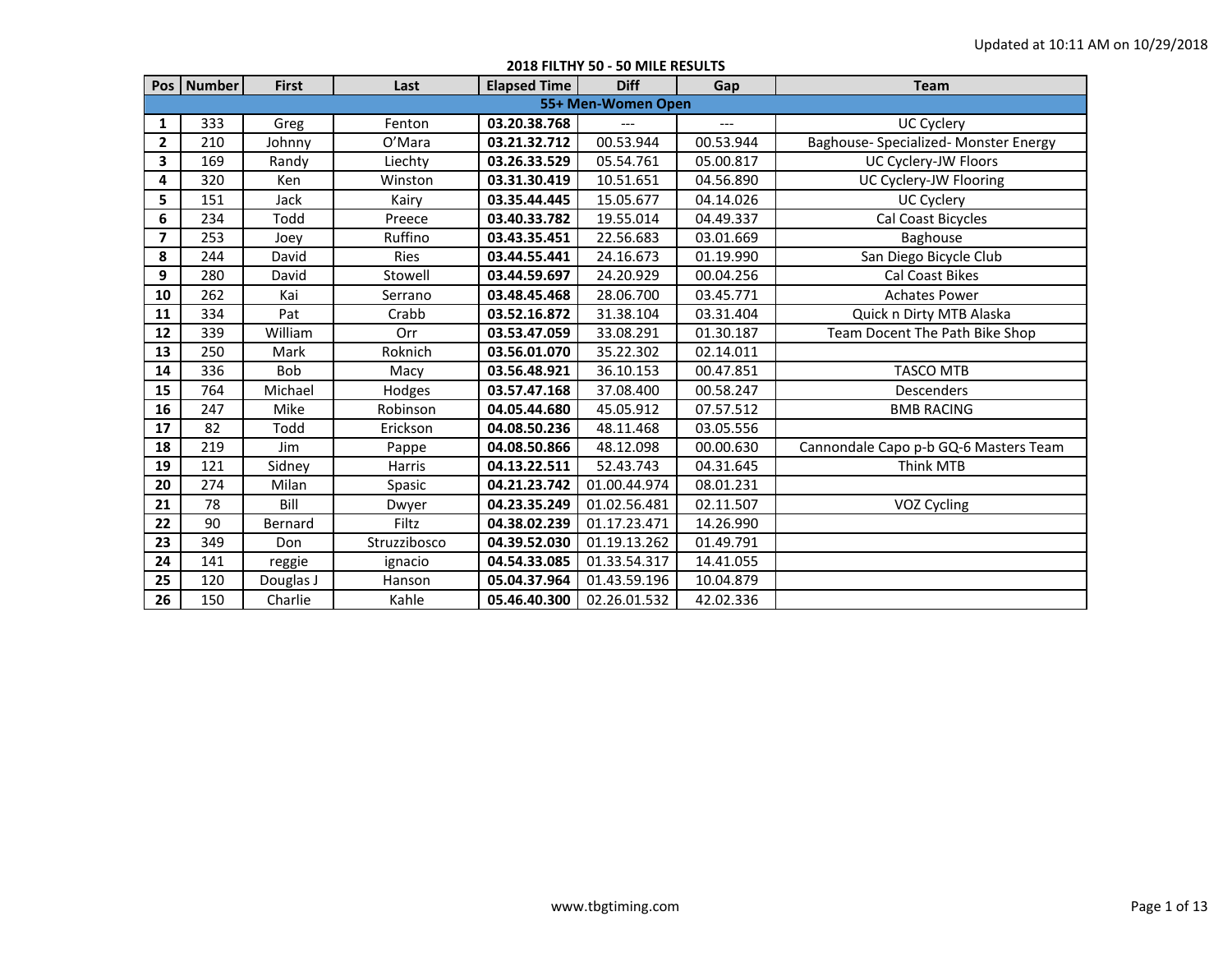Updated at 10:11 AM on 10/29/2018

## 2018 FILTHY 50 - 50 MILE RESULTS

| Pos | Number | First | Last | Elapsed Time | Diff | Gap | Team |
|---|---|---|---|---|---|---|---|
| **55+ Men-Women Open** | | | | | | | |
| **1** | 333 | Greg | Fenton | **03.20.38.768** | --- | --- | UC Cyclery |
| **2** | 210 | Johnny | O'Mara | **03.21.32.712** | 00.53.944 | 00.53.944 | Baghouse- Specialized- Monster Energy |
| **3** | 169 | Randy | Liechty | **03.26.33.529** | 05.54.761 | 05.00.817 | UC Cyclery-JW Floors |
| **4** | 320 | Ken | Winston | **03.31.30.419** | 10.51.651 | 04.56.890 | UC Cyclery-JW Flooring |
| **5** | 151 | Jack | Kairy | **03.35.44.445** | 15.05.677 | 04.14.026 | UC Cyclery |
| **6** | 234 | Todd | Preece | **03.40.33.782** | 19.55.014 | 04.49.337 | Cal Coast Bicycles |
| **7** | 253 | Joey | Ruffino | **03.43.35.451** | 22.56.683 | 03.01.669 | Baghouse |
| **8** | 244 | David | Ries | **03.44.55.441** | 24.16.673 | 01.19.990 | San Diego Bicycle Club |
| **9** | 280 | David | Stowell | **03.44.59.697** | 24.20.929 | 00.04.256 | Cal Coast Bikes |
| **10** | 262 | Kai | Serrano | **03.48.45.468** | 28.06.700 | 03.45.771 | Achates Power |
| **11** | 334 | Pat | Crabb | **03.52.16.872** | 31.38.104 | 03.31.404 | Quick n Dirty MTB Alaska |
| **12** | 339 | William | Orr | **03.53.47.059** | 33.08.291 | 01.30.187 | Team Docent The Path Bike Shop |
| **13** | 250 | Mark | Roknich | **03.56.01.070** | 35.22.302 | 02.14.011 | |
| **14** | 336 | Bob | Macy | **03.56.48.921** | 36.10.153 | 00.47.851 | TASCO MTB |
| **15** | 764 | Michael | Hodges | **03.57.47.168** | 37.08.400 | 00.58.247 | Descenders |
| **16** | 247 | Mike | Robinson | **04.05.44.680** | 45.05.912 | 07.57.512 | BMB RACING |
| **17** | 82 | Todd | Erickson | **04.08.50.236** | 48.11.468 | 03.05.556 | |
| **18** | 219 | Jim | Pappe | **04.08.50.866** | 48.12.098 | 00.00.630 | Cannondale Capo p-b GQ-6 Masters Team |
| **19** | 121 | Sidney | Harris | **04.13.22.511** | 52.43.743 | 04.31.645 | Think MTB |
| **20** | 274 | Milan | Spasic | **04.21.23.742** | 01.00.44.974 | 08.01.231 | |
| **21** | 78 | Bill | Dwyer | **04.23.35.249** | 01.02.56.481 | 02.11.507 | VOZ Cycling |
| **22** | 90 | Bernard | Filtz | **04.38.02.239** | 01.17.23.471 | 14.26.990 | |
| **23** | 349 | Don | Struzzibosco | **04.39.52.030** | 01.19.13.262 | 01.49.791 | |
| **24** | 141 | reggie | ignacio | **04.54.33.085** | 01.33.54.317 | 14.41.055 | |
| **25** | 120 | Douglas J | Hanson | **05.04.37.964** | 01.43.59.196 | 10.04.879 | |
| **26** | 150 | Charlie | Kahle | **05.46.40.300** | 02.26.01.532 | 42.02.336 | |

www.tbgtiming.com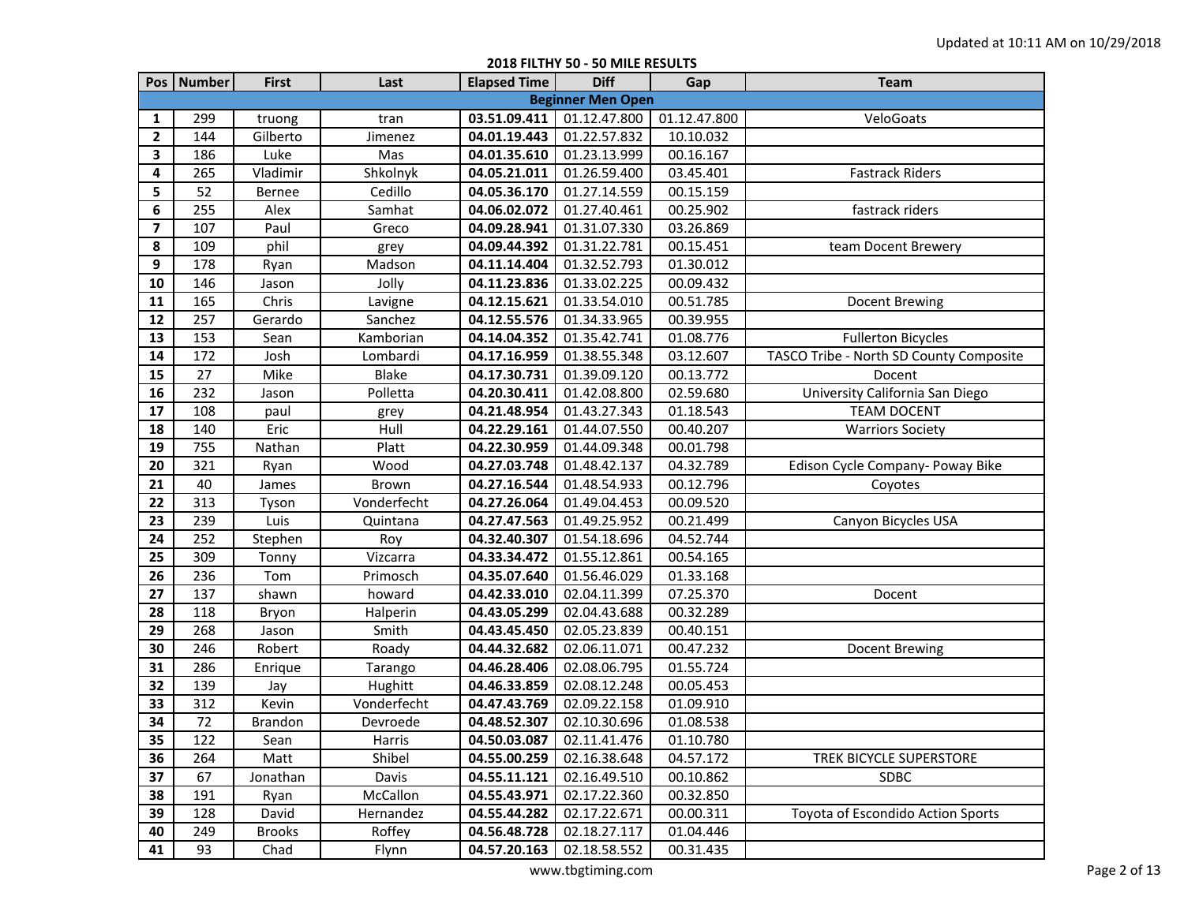Updated at 10:11 AM on 10/29/2018

## 2018 FILTHY 50 - 50 MILE RESULTS

| Pos | Number | First | Last | Elapsed Time | Diff | Gap | Team |
|---|---|---|---|---|---|---|---|
| **Beginner Men Open** | | | | | | | |
| **1** | 299 | truong | tran | **03.51.09.411** | 01.12.47.800 | 01.12.47.800 | VeloGoats |
| **2** | 144 | Gilberto | Jimenez | **04.01.19.443** | 01.22.57.832 | 10.10.032 | |
| **3** | 186 | Luke | Mas | **04.01.35.610** | 01.23.13.999 | 00.16.167 | |
| **4** | 265 | Vladimir | Shkolnyk | **04.05.21.011** | 01.26.59.400 | 03.45.401 | Fastrack Riders |
| **5** | 52 | Bernee | Cedillo | **04.05.36.170** | 01.27.14.559 | 00.15.159 | |
| **6** | 255 | Alex | Samhat | **04.06.02.072** | 01.27.40.461 | 00.25.902 | fastrack riders |
| **7** | 107 | Paul | Greco | **04.09.28.941** | 01.31.07.330 | 03.26.869 | |
| **8** | 109 | phil | grey | **04.09.44.392** | 01.31.22.781 | 00.15.451 | team Docent Brewery |
| **9** | 178 | Ryan | Madson | **04.11.14.404** | 01.32.52.793 | 01.30.012 | |
| **10** | 146 | Jason | Jolly | **04.11.23.836** | 01.33.02.225 | 00.09.432 | |
| **11** | 165 | Chris | Lavigne | **04.12.15.621** | 01.33.54.010 | 00.51.785 | Docent Brewing |
| **12** | 257 | Gerardo | Sanchez | **04.12.55.576** | 01.34.33.965 | 00.39.955 | |
| **13** | 153 | Sean | Kamborian | **04.14.04.352** | 01.35.42.741 | 01.08.776 | Fullerton Bicycles |
| **14** | 172 | Josh | Lombardi | **04.17.16.959** | 01.38.55.348 | 03.12.607 | TASCO Tribe - North SD County Composite |
| **15** | 27 | Mike | Blake | **04.17.30.731** | 01.39.09.120 | 00.13.772 | Docent |
| **16** | 232 | Jason | Polletta | **04.20.30.411** | 01.42.08.800 | 02.59.680 | University California San Diego |
| **17** | 108 | paul | grey | **04.21.48.954** | 01.43.27.343 | 01.18.543 | TEAM DOCENT |
| **18** | 140 | Eric | Hull | **04.22.29.161** | 01.44.07.550 | 00.40.207 | Warriors Society |
| **19** | 755 | Nathan | Platt | **04.22.30.959** | 01.44.09.348 | 00.01.798 | |
| **20** | 321 | Ryan | Wood | **04.27.03.748** | 01.48.42.137 | 04.32.789 | Edison Cycle Company- Poway Bike |
| **21** | 40 | James | Brown | **04.27.16.544** | 01.48.54.933 | 00.12.796 | Coyotes |
| **22** | 313 | Tyson | Vonderfecht | **04.27.26.064** | 01.49.04.453 | 00.09.520 | |
| **23** | 239 | Luis | Quintana | **04.27.47.563** | 01.49.25.952 | 00.21.499 | Canyon Bicycles USA |
| **24** | 252 | Stephen | Roy | **04.32.40.307** | 01.54.18.696 | 04.52.744 | |
| **25** | 309 | Tonny | Vizcarra | **04.33.34.472** | 01.55.12.861 | 00.54.165 | |
| **26** | 236 | Tom | Primosch | **04.35.07.640** | 01.56.46.029 | 01.33.168 | |
| **27** | 137 | shawn | howard | **04.42.33.010** | 02.04.11.399 | 07.25.370 | Docent |
| **28** | 118 | Bryon | Halperin | **04.43.05.299** | 02.04.43.688 | 00.32.289 | |
| **29** | 268 | Jason | Smith | **04.43.45.450** | 02.05.23.839 | 00.40.151 | |
| **30** | 246 | Robert | Roady | **04.44.32.682** | 02.06.11.071 | 00.47.232 | Docent Brewing |
| **31** | 286 | Enrique | Tarango | **04.46.28.406** | 02.08.06.795 | 01.55.724 | |
| **32** | 139 | Jay | Hughitt | **04.46.33.859** | 02.08.12.248 | 00.05.453 | |
| **33** | 312 | Kevin | Vonderfecht | **04.47.43.769** | 02.09.22.158 | 01.09.910 | |
| **34** | 72 | Brandon | Devroede | **04.48.52.307** | 02.10.30.696 | 01.08.538 | |
| **35** | 122 | Sean | Harris | **04.50.03.087** | 02.11.41.476 | 01.10.780 | |
| **36** | 264 | Matt | Shibel | **04.55.00.259** | 02.16.38.648 | 04.57.172 | TREK BICYCLE SUPERSTORE |
| **37** | 67 | Jonathan | Davis | **04.55.11.121** | 02.16.49.510 | 00.10.862 | SDBC |
| **38** | 191 | Ryan | McCallon | **04.55.43.971** | 02.17.22.360 | 00.32.850 | |
| **39** | 128 | David | Hernandez | **04.55.44.282** | 02.17.22.671 | 00.00.311 | Toyota of Escondido Action Sports |
| **40** | 249 | Brooks | Roffey | **04.56.48.728** | 02.18.27.117 | 01.04.446 | |
| **41** | 93 | Chad | Flynn | **04.57.20.163** | 02.18.58.552 | 00.31.435 | |

www.tbgtiming.com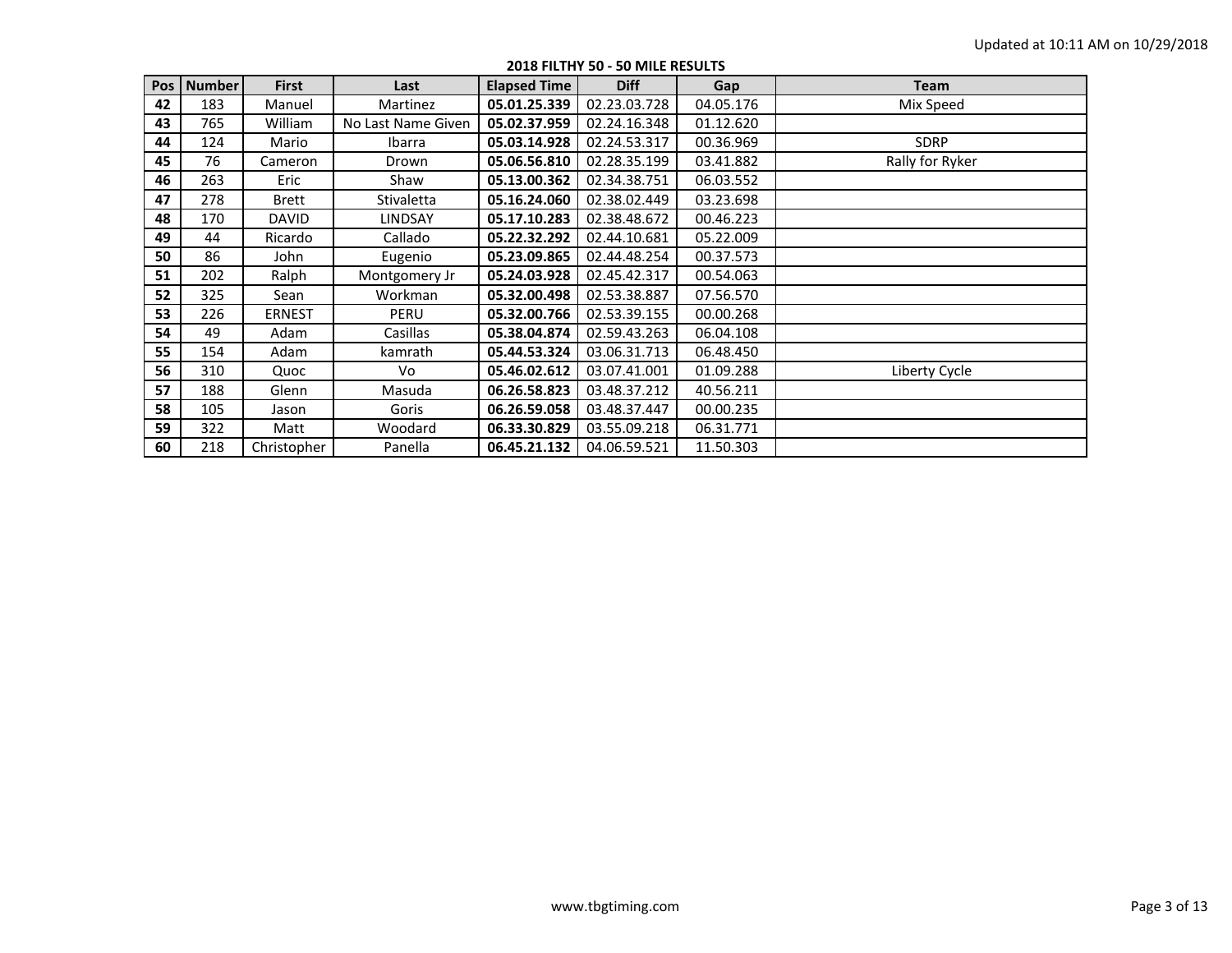Updated at 10:11 AM on 10/29/2018

**2018 FILTHY 50 - 50 MILE RESULTS**

| Pos | Number | First | Last | Elapsed Time | Diff | Gap | Team |
|---|---|---|---|---|---|---|---|
| **42** | 183 | Manuel | Martinez | **05.01.25.339** | 02.23.03.728 | 04.05.176 | Mix Speed |
| **43** | 765 | William | No Last Name Given | **05.02.37.959** | 02.24.16.348 | 01.12.620 | |
| **44** | 124 | Mario | Ibarra | **05.03.14.928** | 02.24.53.317 | 00.36.969 | SDRP |
| **45** | 76 | Cameron | Drown | **05.06.56.810** | 02.28.35.199 | 03.41.882 | Rally for Ryker |
| **46** | 263 | Eric | Shaw | **05.13.00.362** | 02.34.38.751 | 06.03.552 | |
| **47** | 278 | Brett | Stivaletta | **05.16.24.060** | 02.38.02.449 | 03.23.698 | |
| **48** | 170 | DAVID | LINDSAY | **05.17.10.283** | 02.38.48.672 | 00.46.223 | |
| **49** | 44 | Ricardo | Callado | **05.22.32.292** | 02.44.10.681 | 05.22.009 | |
| **50** | 86 | John | Eugenio | **05.23.09.865** | 02.44.48.254 | 00.37.573 | |
| **51** | 202 | Ralph | Montgomery Jr | **05.24.03.928** | 02.45.42.317 | 00.54.063 | |
| **52** | 325 | Sean | Workman | **05.32.00.498** | 02.53.38.887 | 07.56.570 | |
| **53** | 226 | ERNEST | PERU | **05.32.00.766** | 02.53.39.155 | 00.00.268 | |
| **54** | 49 | Adam | Casillas | **05.38.04.874** | 02.59.43.263 | 06.04.108 | |
| **55** | 154 | Adam | kamrath | **05.44.53.324** | 03.06.31.713 | 06.48.450 | |
| **56** | 310 | Quoc | Vo | **05.46.02.612** | 03.07.41.001 | 01.09.288 | Liberty Cycle |
| **57** | 188 | Glenn | Masuda | **06.26.58.823** | 03.48.37.212 | 40.56.211 | |
| **58** | 105 | Jason | Goris | **06.26.59.058** | 03.48.37.447 | 00.00.235 | |
| **59** | 322 | Matt | Woodard | **06.33.30.829** | 03.55.09.218 | 06.31.771 | |
| **60** | 218 | Christopher | Panella | **06.45.21.132** | 04.06.59.521 | 11.50.303 | |

www.tbgtiming.com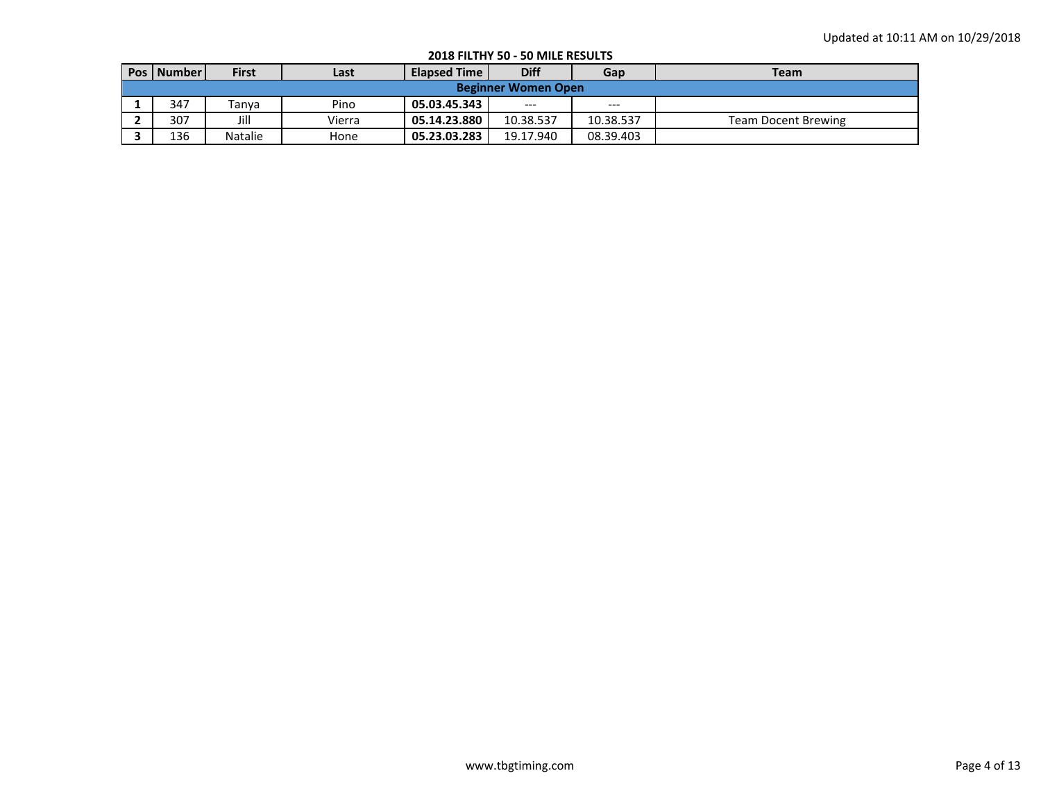**2018 FILTHY 50 - 50 MILE RESULTS**

| Pos | Number | First | Last | Elapsed Time | Diff | Gap | Team |
|---|---|---|---|---|---|---|---|
| **Beginner Women Open** | | | | | | | |
| **1** | 347 | Tanya | Pino | **05.03.45.343** | --- | --- | |
| **2** | 307 | Jill | Vierra | **05.14.23.880** | 10.38.537 | 10.38.537 | Team Docent Brewing |
| **3** | 136 | Natalie | Hone | **05.23.03.283** | 19.17.940 | 08.39.403 | |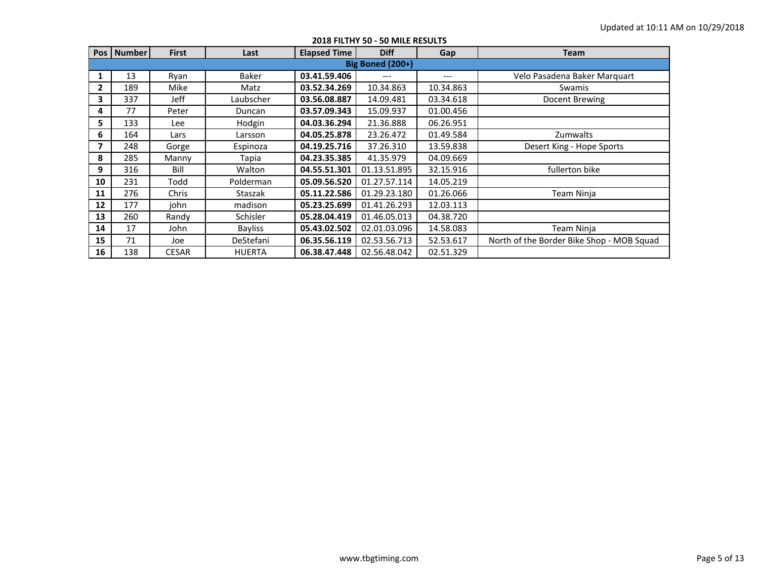Updated at 10:11 AM on 10/29/2018

## 2018 FILTHY 50 - 50 MILE RESULTS

| Pos | Number | First | Last | Elapsed Time | Diff | Gap | Team |
|---|---|---|---|---|---|---|---|
| **Big Boned (200+)** | | | | | | | |
| **1** | 13 | Ryan | Baker | **03.41.59.406** | --- | --- | Velo Pasadena Baker Marquart |
| **2** | 189 | Mike | Matz | **03.52.34.269** | 10.34.863 | 10.34.863 | Swamis |
| **3** | 337 | Jeff | Laubscher | **03.56.08.887** | 14.09.481 | 03.34.618 | Docent Brewing |
| **4** | 77 | Peter | Duncan | **03.57.09.343** | 15.09.937 | 01.00.456 | |
| **5** | 133 | Lee | Hodgin | **04.03.36.294** | 21.36.888 | 06.26.951 | |
| **6** | 164 | Lars | Larsson | **04.05.25.878** | 23.26.472 | 01.49.584 | Zumwalts |
| **7** | 248 | Gorge | Espinoza | **04.19.25.716** | 37.26.310 | 13.59.838 | Desert King - Hope Sports |
| **8** | 285 | Manny | Tapia | **04.23.35.385** | 41.35.979 | 04.09.669 | |
| **9** | 316 | Bill | Walton | **04.55.51.301** | 01.13.51.895 | 32.15.916 | fullerton bike |
| **10** | 231 | Todd | Polderman | **05.09.56.520** | 01.27.57.114 | 14.05.219 | |
| **11** | 276 | Chris | Staszak | **05.11.22.586** | 01.29.23.180 | 01.26.066 | Team Ninja |
| **12** | 177 | john | madison | **05.23.25.699** | 01.41.26.293 | 12.03.113 | |
| **13** | 260 | Randy | Schisler | **05.28.04.419** | 01.46.05.013 | 04.38.720 | |
| **14** | 17 | John | Bayliss | **05.43.02.502** | 02.01.03.096 | 14.58.083 | Team Ninja |
| **15** | 71 | Joe | DeStefani | **06.35.56.119** | 02.53.56.713 | 52.53.617 | North of the Border Bike Shop - MOB Squad |
| **16** | 138 | CESAR | HUERTA | **06.38.47.448** | 02.56.48.042 | 02.51.329 | |

www.tbgtiming.com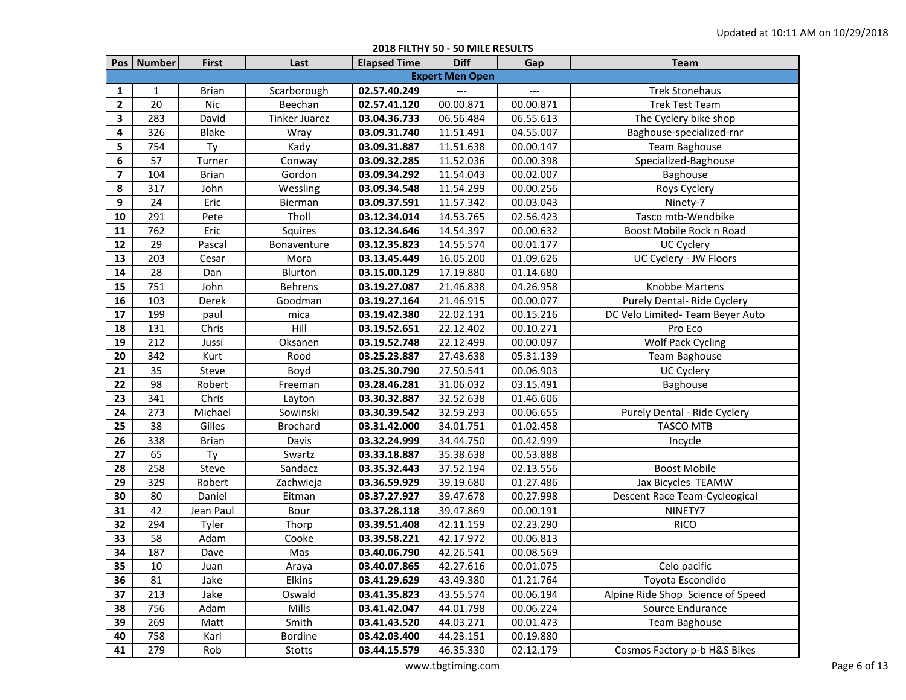Updated at 10:11 AM on 10/29/2018

**2018 FILTHY 50 - 50 MILE RESULTS**

| Pos | Number | First | Last | Elapsed Time | Diff | Gap | Team |
|---|---|---|---|---|---|---|---|
| **Expert Men Open** | | | | | | | |
| **1** | 1 | Brian | Scarborough | **02.57.40.249** | --- | --- | Trek Stonehaus |
| **2** | 20 | Nic | Beechan | **02.57.41.120** | 00.00.871 | 00.00.871 | Trek Test Team |
| **3** | 283 | David | Tinker Juarez | **03.04.36.733** | 06.56.484 | 06.55.613 | The Cyclery bike shop |
| **4** | 326 | Blake | Wray | **03.09.31.740** | 11.51.491 | 04.55.007 | Baghouse-specialized-rnr |
| **5** | 754 | Ty | Kady | **03.09.31.887** | 11.51.638 | 00.00.147 | Team Baghouse |
| **6** | 57 | Turner | Conway | **03.09.32.285** | 11.52.036 | 00.00.398 | Specialized-Baghouse |
| **7** | 104 | Brian | Gordon | **03.09.34.292** | 11.54.043 | 00.02.007 | Baghouse |
| **8** | 317 | John | Wessling | **03.09.34.548** | 11.54.299 | 00.00.256 | Roys Cyclery |
| **9** | 24 | Eric | Bierman | **03.09.37.591** | 11.57.342 | 00.03.043 | Ninety-7 |
| **10** | 291 | Pete | Tholl | **03.12.34.014** | 14.53.765 | 02.56.423 | Tasco mtb-Wendbike |
| **11** | 762 | Eric | Squires | **03.12.34.646** | 14.54.397 | 00.00.632 | Boost Mobile Rock n Road |
| **12** | 29 | Pascal | Bonaventure | **03.12.35.823** | 14.55.574 | 00.01.177 | UC Cyclery |
| **13** | 203 | Cesar | Mora | **03.13.45.449** | 16.05.200 | 01.09.626 | UC Cyclery - JW Floors |
| **14** | 28 | Dan | Blurton | **03.15.00.129** | 17.19.880 | 01.14.680 | |
| **15** | 751 | John | Behrens | **03.19.27.087** | 21.46.838 | 04.26.958 | Knobbe Martens |
| **16** | 103 | Derek | Goodman | **03.19.27.164** | 21.46.915 | 00.00.077 | Purely Dental- Ride Cyclery |
| **17** | 199 | paul | mica | **03.19.42.380** | 22.02.131 | 00.15.216 | DC Velo Limited- Team Beyer Auto |
| **18** | 131 | Chris | Hill | **03.19.52.651** | 22.12.402 | 00.10.271 | Pro Eco |
| **19** | 212 | Jussi | Oksanen | **03.19.52.748** | 22.12.499 | 00.00.097 | Wolf Pack Cycling |
| **20** | 342 | Kurt | Rood | **03.25.23.887** | 27.43.638 | 05.31.139 | Team Baghouse |
| **21** | 35 | Steve | Boyd | **03.25.30.790** | 27.50.541 | 00.06.903 | UC Cyclery |
| **22** | 98 | Robert | Freeman | **03.28.46.281** | 31.06.032 | 03.15.491 | Baghouse |
| **23** | 341 | Chris | Layton | **03.30.32.887** | 32.52.638 | 01.46.606 | |
| **24** | 273 | Michael | Sowinski | **03.30.39.542** | 32.59.293 | 00.06.655 | Purely Dental - Ride Cyclery |
| **25** | 38 | Gilles | Brochard | **03.31.42.000** | 34.01.751 | 01.02.458 | TASCO MTB |
| **26** | 338 | Brian | Davis | **03.32.24.999** | 34.44.750 | 00.42.999 | Incycle |
| **27** | 65 | Ty | Swartz | **03.33.18.887** | 35.38.638 | 00.53.888 | |
| **28** | 258 | Steve | Sandacz | **03.35.32.443** | 37.52.194 | 02.13.556 | Boost Mobile |
| **29** | 329 | Robert | Zachwieja | **03.36.59.929** | 39.19.680 | 01.27.486 | Jax Bicycles TEAMW |
| **30** | 80 | Daniel | Eitman | **03.37.27.927** | 39.47.678 | 00.27.998 | Descent Race Team-Cycleogical |
| **31** | 42 | Jean Paul | Bour | **03.37.28.118** | 39.47.869 | 00.00.191 | NINETY7 |
| **32** | 294 | Tyler | Thorp | **03.39.51.408** | 42.11.159 | 02.23.290 | RICO |
| **33** | 58 | Adam | Cooke | **03.39.58.221** | 42.17.972 | 00.06.813 | |
| **34** | 187 | Dave | Mas | **03.40.06.790** | 42.26.541 | 00.08.569 | |
| **35** | 10 | Juan | Araya | **03.40.07.865** | 42.27.616 | 00.01.075 | Celo pacific |
| **36** | 81 | Jake | Elkins | **03.41.29.629** | 43.49.380 | 01.21.764 | Toyota Escondido |
| **37** | 213 | Jake | Oswald | **03.41.35.823** | 43.55.574 | 00.06.194 | Alpine Ride Shop Science of Speed |
| **38** | 756 | Adam | Mills | **03.41.42.047** | 44.01.798 | 00.06.224 | Source Endurance |
| **39** | 269 | Matt | Smith | **03.41.43.520** | 44.03.271 | 00.01.473 | Team Baghouse |
| **40** | 758 | Karl | Bordine | **03.42.03.400** | 44.23.151 | 00.19.880 | |
| **41** | 279 | Rob | Stotts | **03.44.15.579** | 46.35.330 | 02.12.179 | Cosmos Factory p-b H&S Bikes |

www.tbgtiming.com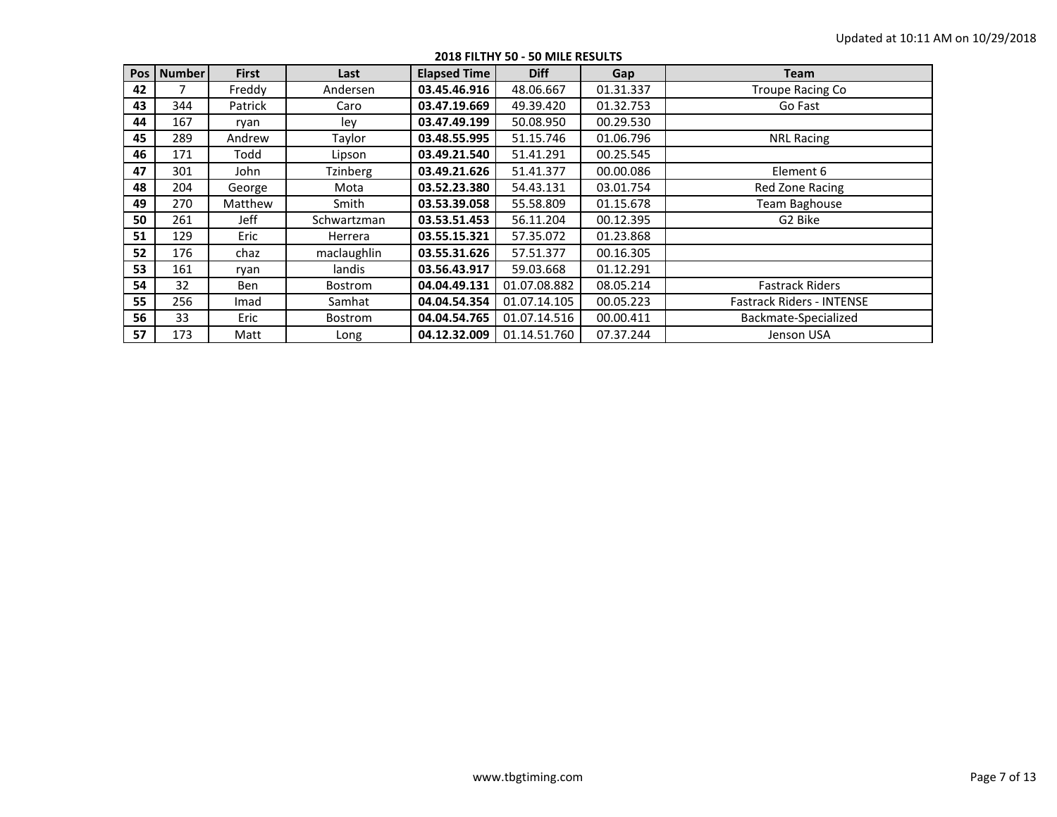Updated at 10:11 AM on 10/29/2018

## 2018 FILTHY 50 - 50 MILE RESULTS

| Pos | Number | First | Last | Elapsed Time | Diff | Gap | Team |
|---|---|---|---|---|---|---|---|
| **42** | 7 | Freddy | Andersen | **03.45.46.916** | 48.06.667 | 01.31.337 | Troupe Racing Co |
| **43** | 344 | Patrick | Caro | **03.47.19.669** | 49.39.420 | 01.32.753 | Go Fast |
| **44** | 167 | ryan | ley | **03.47.49.199** | 50.08.950 | 00.29.530 | |
| **45** | 289 | Andrew | Taylor | **03.48.55.995** | 51.15.746 | 01.06.796 | NRL Racing |
| **46** | 171 | Todd | Lipson | **03.49.21.540** | 51.41.291 | 00.25.545 | |
| **47** | 301 | John | Tzinberg | **03.49.21.626** | 51.41.377 | 00.00.086 | Element 6 |
| **48** | 204 | George | Mota | **03.52.23.380** | 54.43.131 | 03.01.754 | Red Zone Racing |
| **49** | 270 | Matthew | Smith | **03.53.39.058** | 55.58.809 | 01.15.678 | Team Baghouse |
| **50** | 261 | Jeff | Schwartzman | **03.53.51.453** | 56.11.204 | 00.12.395 | G2 Bike |
| **51** | 129 | Eric | Herrera | **03.55.15.321** | 57.35.072 | 01.23.868 | |
| **52** | 176 | chaz | maclaughlin | **03.55.31.626** | 57.51.377 | 00.16.305 | |
| **53** | 161 | ryan | landis | **03.56.43.917** | 59.03.668 | 01.12.291 | |
| **54** | 32 | Ben | Bostrom | **04.04.49.131** | 01.07.08.882 | 08.05.214 | Fastrack Riders |
| **55** | 256 | Imad | Samhat | **04.04.54.354** | 01.07.14.105 | 00.05.223 | Fastrack Riders - INTENSE |
| **56** | 33 | Eric | Bostrom | **04.04.54.765** | 01.07.14.516 | 00.00.411 | Backmate-Specialized |
| **57** | 173 | Matt | Long | **04.12.32.009** | 01.14.51.760 | 07.37.244 | Jenson USA |

www.tbgtiming.com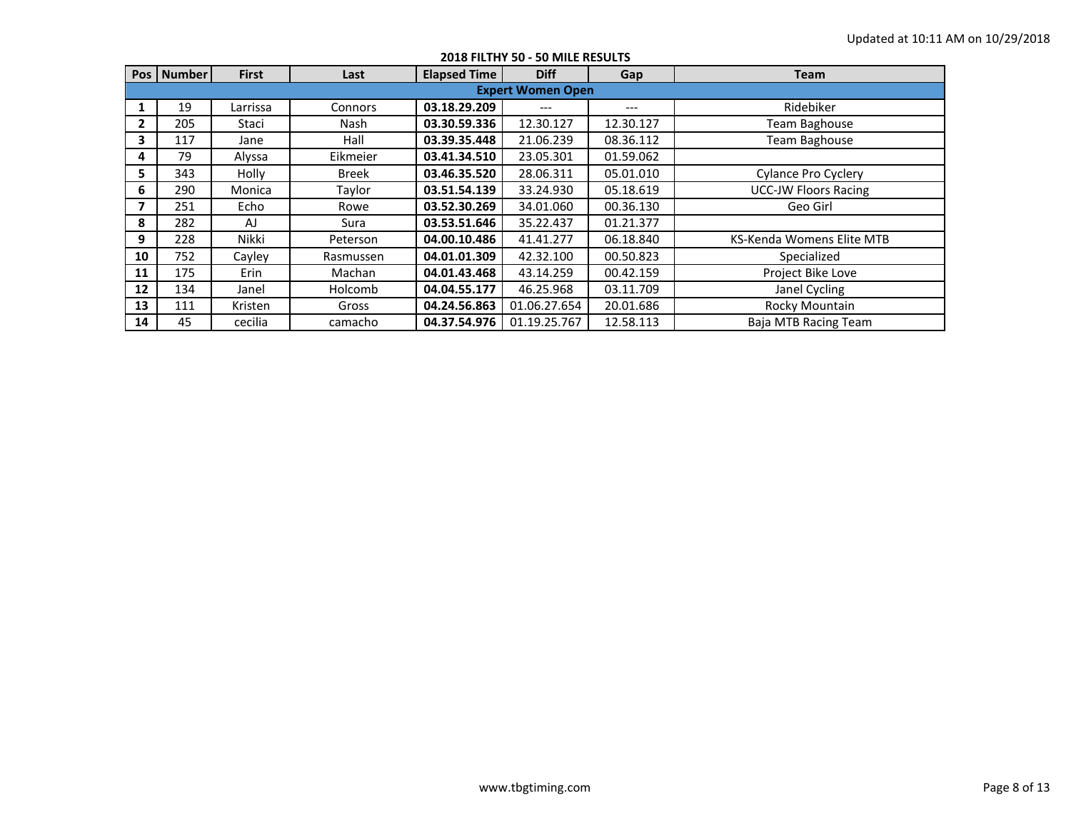Updated at 10:11 AM on 10/29/2018

**2018 FILTHY 50 - 50 MILE RESULTS**

| Pos | Number | First | Last | Elapsed Time | Diff | Gap | Team |
|---|---|---|---|---|---|---|---|
| **Expert Women Open** | | | | | | | |
| **1** | 19 | Larrissa | Connors | **03.18.29.209** | --- | --- | Ridebiker |
| **2** | 205 | Staci | Nash | **03.30.59.336** | 12.30.127 | 12.30.127 | Team Baghouse |
| **3** | 117 | Jane | Hall | **03.39.35.448** | 21.06.239 | 08.36.112 | Team Baghouse |
| **4** | 79 | Alyssa | Eikmeier | **03.41.34.510** | 23.05.301 | 01.59.062 | |
| **5** | 343 | Holly | Breek | **03.46.35.520** | 28.06.311 | 05.01.010 | Cylance Pro Cyclery |
| **6** | 290 | Monica | Taylor | **03.51.54.139** | 33.24.930 | 05.18.619 | UCC-JW Floors Racing |
| **7** | 251 | Echo | Rowe | **03.52.30.269** | 34.01.060 | 00.36.130 | Geo Girl |
| **8** | 282 | AJ | Sura | **03.53.51.646** | 35.22.437 | 01.21.377 | |
| **9** | 228 | Nikki | Peterson | **04.00.10.486** | 41.41.277 | 06.18.840 | KS-Kenda Womens Elite MTB |
| **10** | 752 | Cayley | Rasmussen | **04.01.01.309** | 42.32.100 | 00.50.823 | Specialized |
| **11** | 175 | Erin | Machan | **04.01.43.468** | 43.14.259 | 00.42.159 | Project Bike Love |
| **12** | 134 | Janel | Holcomb | **04.04.55.177** | 46.25.968 | 03.11.709 | Janel Cycling |
| **13** | 111 | Kristen | Gross | **04.24.56.863** | 01.06.27.654 | 20.01.686 | Rocky Mountain |
| **14** | 45 | cecilia | camacho | **04.37.54.976** | 01.19.25.767 | 12.58.113 | Baja MTB Racing Team |

www.tbgtiming.com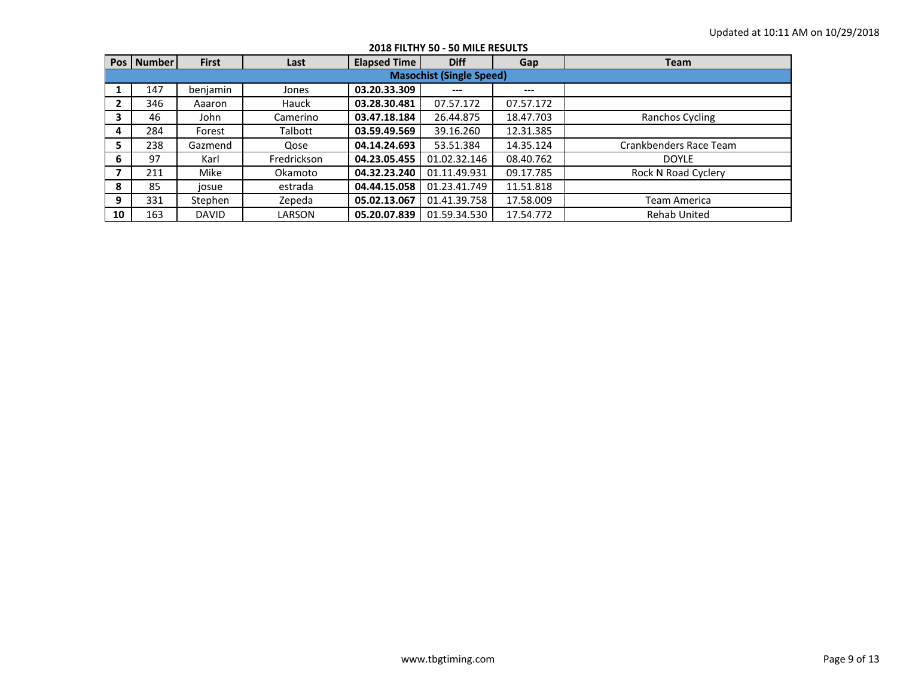Updated at 10:11 AM on 10/29/2018

## 2018 FILTHY 50 - 50 MILE RESULTS

| Pos | Number | First | Last | Elapsed Time | Diff | Gap | Team |
|---|---|---|---|---|---|---|---|
| **Masochist (Single Speed)** | | | | | | | |
| **1** | 147 | benjamin | Jones | **03.20.33.309** | --- | --- | |
| **2** | 346 | Aaaron | Hauck | **03.28.30.481** | 07.57.172 | 07.57.172 | |
| **3** | 46 | John | Camerino | **03.47.18.184** | 26.44.875 | 18.47.703 | Ranchos Cycling |
| **4** | 284 | Forest | Talbott | **03.59.49.569** | 39.16.260 | 12.31.385 | |
| **5** | 238 | Gazmend | Qose | **04.14.24.693** | 53.51.384 | 14.35.124 | Crankbenders Race Team |
| **6** | 97 | Karl | Fredrickson | **04.23.05.455** | 01.02.32.146 | 08.40.762 | DOYLE |
| **7** | 211 | Mike | Okamoto | **04.32.23.240** | 01.11.49.931 | 09.17.785 | Rock N Road Cyclery |
| **8** | 85 | josue | estrada | **04.44.15.058** | 01.23.41.749 | 11.51.818 | |
| **9** | 331 | Stephen | Zepeda | **05.02.13.067** | 01.41.39.758 | 17.58.009 | Team America |
| **10** | 163 | DAVID | LARSON | **05.20.07.839** | 01.59.34.530 | 17.54.772 | Rehab United |

www.tbgtiming.com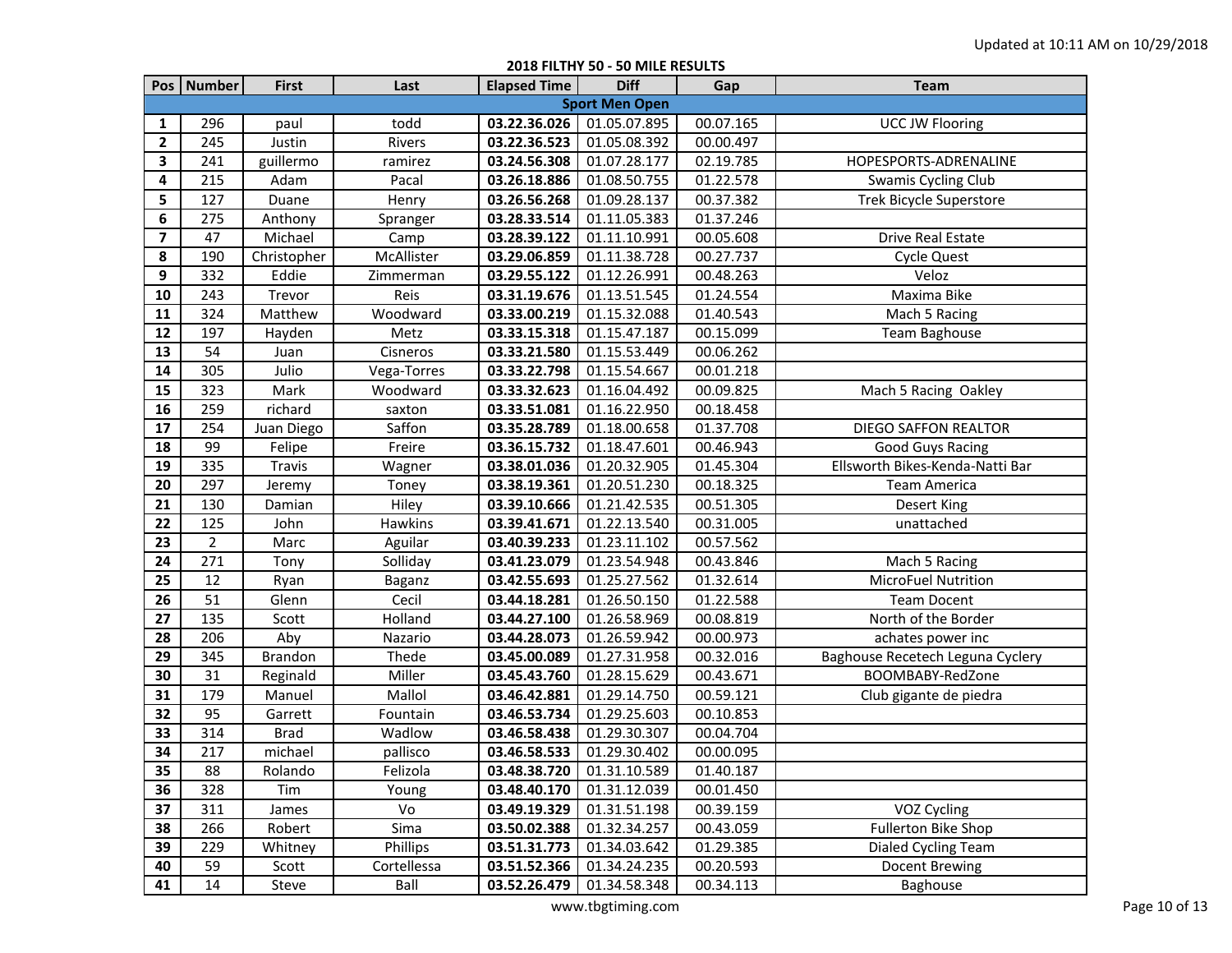Updated at 10:11 AM on 10/29/2018

**2018 FILTHY 50 - 50 MILE RESULTS**

| Pos | Number | First | Last | Elapsed Time | Diff | Gap | Team |
|---|---|---|---|---|---|---|---|
| **Sport Men Open** | | | | | | | |
| **1** | 296 | paul | todd | **03.22.36.026** | 01.05.07.895 | 00.07.165 | UCC JW Flooring |
| **2** | 245 | Justin | Rivers | **03.22.36.523** | 01.05.08.392 | 00.00.497 | |
| **3** | 241 | guillermo | ramirez | **03.24.56.308** | 01.07.28.177 | 02.19.785 | HOPESPORTS-ADRENALINE |
| **4** | 215 | Adam | Pacal | **03.26.18.886** | 01.08.50.755 | 01.22.578 | Swamis Cycling Club |
| **5** | 127 | Duane | Henry | **03.26.56.268** | 01.09.28.137 | 00.37.382 | Trek Bicycle Superstore |
| **6** | 275 | Anthony | Spranger | **03.28.33.514** | 01.11.05.383 | 01.37.246 | |
| **7** | 47 | Michael | Camp | **03.28.39.122** | 01.11.10.991 | 00.05.608 | Drive Real Estate |
| **8** | 190 | Christopher | McAllister | **03.29.06.859** | 01.11.38.728 | 00.27.737 | Cycle Quest |
| **9** | 332 | Eddie | Zimmerman | **03.29.55.122** | 01.12.26.991 | 00.48.263 | Veloz |
| **10** | 243 | Trevor | Reis | **03.31.19.676** | 01.13.51.545 | 01.24.554 | Maxima Bike |
| **11** | 324 | Matthew | Woodward | **03.33.00.219** | 01.15.32.088 | 01.40.543 | Mach 5 Racing |
| **12** | 197 | Hayden | Metz | **03.33.15.318** | 01.15.47.187 | 00.15.099 | Team Baghouse |
| **13** | 54 | Juan | Cisneros | **03.33.21.580** | 01.15.53.449 | 00.06.262 | |
| **14** | 305 | Julio | Vega-Torres | **03.33.22.798** | 01.15.54.667 | 00.01.218 | |
| **15** | 323 | Mark | Woodward | **03.33.32.623** | 01.16.04.492 | 00.09.825 | Mach 5 Racing Oakley |
| **16** | 259 | richard | saxton | **03.33.51.081** | 01.16.22.950 | 00.18.458 | |
| **17** | 254 | Juan Diego | Saffon | **03.35.28.789** | 01.18.00.658 | 01.37.708 | DIEGO SAFFON REALTOR |
| **18** | 99 | Felipe | Freire | **03.36.15.732** | 01.18.47.601 | 00.46.943 | Good Guys Racing |
| **19** | 335 | Travis | Wagner | **03.38.01.036** | 01.20.32.905 | 01.45.304 | Ellsworth Bikes-Kenda-Natti Bar |
| **20** | 297 | Jeremy | Toney | **03.38.19.361** | 01.20.51.230 | 00.18.325 | Team America |
| **21** | 130 | Damian | Hiley | **03.39.10.666** | 01.21.42.535 | 00.51.305 | Desert King |
| **22** | 125 | John | Hawkins | **03.39.41.671** | 01.22.13.540 | 00.31.005 | unattached |
| **23** | 2 | Marc | Aguilar | **03.40.39.233** | 01.23.11.102 | 00.57.562 | |
| **24** | 271 | Tony | Solliday | **03.41.23.079** | 01.23.54.948 | 00.43.846 | Mach 5 Racing |
| **25** | 12 | Ryan | Baganz | **03.42.55.693** | 01.25.27.562 | 01.32.614 | MicroFuel Nutrition |
| **26** | 51 | Glenn | Cecil | **03.44.18.281** | 01.26.50.150 | 01.22.588 | Team Docent |
| **27** | 135 | Scott | Holland | **03.44.27.100** | 01.26.58.969 | 00.08.819 | North of the Border |
| **28** | 206 | Aby | Nazario | **03.44.28.073** | 01.26.59.942 | 00.00.973 | achates power inc |
| **29** | 345 | Brandon | Thede | **03.45.00.089** | 01.27.31.958 | 00.32.016 | Baghouse Recetech Leguna Cyclery |
| **30** | 31 | Reginald | Miller | **03.45.43.760** | 01.28.15.629 | 00.43.671 | BOOMBABY-RedZone |
| **31** | 179 | Manuel | Mallol | **03.46.42.881** | 01.29.14.750 | 00.59.121 | Club gigante de piedra |
| **32** | 95 | Garrett | Fountain | **03.46.53.734** | 01.29.25.603 | 00.10.853 | |
| **33** | 314 | Brad | Wadlow | **03.46.58.438** | 01.29.30.307 | 00.04.704 | |
| **34** | 217 | michael | pallisco | **03.46.58.533** | 01.29.30.402 | 00.00.095 | |
| **35** | 88 | Rolando | Felizola | **03.48.38.720** | 01.31.10.589 | 01.40.187 | |
| **36** | 328 | Tim | Young | **03.48.40.170** | 01.31.12.039 | 00.01.450 | |
| **37** | 311 | James | Vo | **03.49.19.329** | 01.31.51.198 | 00.39.159 | VOZ Cycling |
| **38** | 266 | Robert | Sima | **03.50.02.388** | 01.32.34.257 | 00.43.059 | Fullerton Bike Shop |
| **39** | 229 | Whitney | Phillips | **03.51.31.773** | 01.34.03.642 | 01.29.385 | Dialed Cycling Team |
| **40** | 59 | Scott | Cortellessa | **03.51.52.366** | 01.34.24.235 | 00.20.593 | Docent Brewing |
| **41** | 14 | Steve | Ball | **03.52.26.479** | 01.34.58.348 | 00.34.113 | Baghouse |

www.tbgtiming.com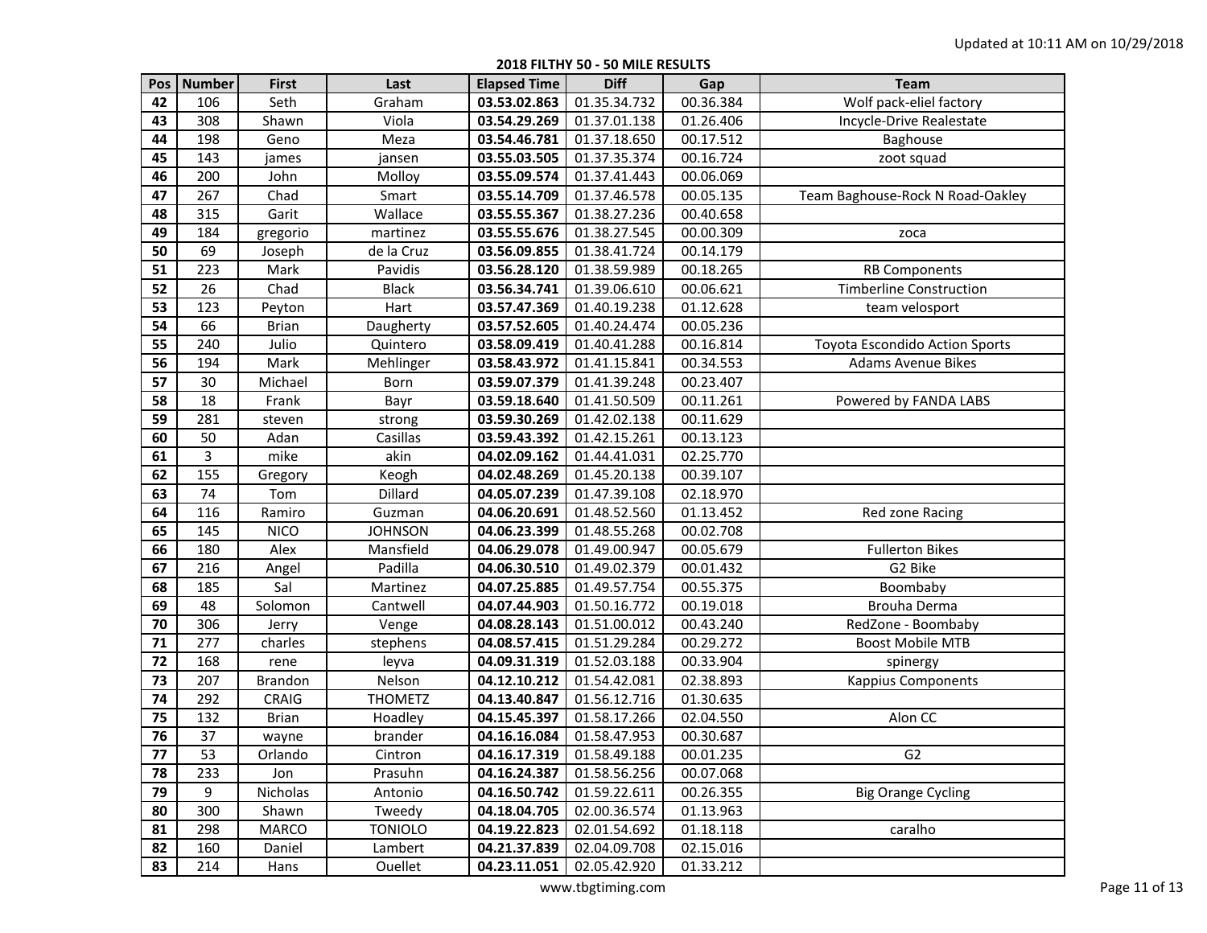Updated at 10:11 AM on 10/29/2018

## 2018 FILTHY 50 - 50 MILE RESULTS

| Pos | Number | First | Last | Elapsed Time | Diff | Gap | Team |
|---|---|---|---|---|---|---|---|
| 42 | 106 | Seth | Graham | **03.53.02.863** | 01.35.34.732 | 00.36.384 | Wolf pack-eliel factory |
| 43 | 308 | Shawn | Viola | **03.54.29.269** | 01.37.01.138 | 01.26.406 | Incycle-Drive Realestate |
| 44 | 198 | Geno | Meza | **03.54.46.781** | 01.37.18.650 | 00.17.512 | Baghouse |
| 45 | 143 | james | jansen | **03.55.03.505** | 01.37.35.374 | 00.16.724 | zoot squad |
| 46 | 200 | John | Molloy | **03.55.09.574** | 01.37.41.443 | 00.06.069 | |
| 47 | 267 | Chad | Smart | **03.55.14.709** | 01.37.46.578 | 00.05.135 | Team Baghouse-Rock N Road-Oakley |
| 48 | 315 | Garit | Wallace | **03.55.55.367** | 01.38.27.236 | 00.40.658 | |
| 49 | 184 | gregorio | martinez | **03.55.55.676** | 01.38.27.545 | 00.00.309 | zoca |
| 50 | 69 | Joseph | de la Cruz | **03.56.09.855** | 01.38.41.724 | 00.14.179 | |
| 51 | 223 | Mark | Pavidis | **03.56.28.120** | 01.38.59.989 | 00.18.265 | RB Components |
| 52 | 26 | Chad | Black | **03.56.34.741** | 01.39.06.610 | 00.06.621 | Timberline Construction |
| 53 | 123 | Peyton | Hart | **03.57.47.369** | 01.40.19.238 | 01.12.628 | team velosport |
| 54 | 66 | Brian | Daugherty | **03.57.52.605** | 01.40.24.474 | 00.05.236 | |
| 55 | 240 | Julio | Quintero | **03.58.09.419** | 01.40.41.288 | 00.16.814 | Toyota Escondido Action Sports |
| 56 | 194 | Mark | Mehlinger | **03.58.43.972** | 01.41.15.841 | 00.34.553 | Adams Avenue Bikes |
| 57 | 30 | Michael | Born | **03.59.07.379** | 01.41.39.248 | 00.23.407 | |
| 58 | 18 | Frank | Bayr | **03.59.18.640** | 01.41.50.509 | 00.11.261 | Powered by FANDA LABS |
| 59 | 281 | steven | strong | **03.59.30.269** | 01.42.02.138 | 00.11.629 | |
| 60 | 50 | Adan | Casillas | **03.59.43.392** | 01.42.15.261 | 00.13.123 | |
| 61 | 3 | mike | akin | **04.02.09.162** | 01.44.41.031 | 02.25.770 | |
| 62 | 155 | Gregory | Keogh | **04.02.48.269** | 01.45.20.138 | 00.39.107 | |
| 63 | 74 | Tom | Dillard | **04.05.07.239** | 01.47.39.108 | 02.18.970 | |
| 64 | 116 | Ramiro | Guzman | **04.06.20.691** | 01.48.52.560 | 01.13.452 | Red zone Racing |
| 65 | 145 | NICO | JOHNSON | **04.06.23.399** | 01.48.55.268 | 00.02.708 | |
| 66 | 180 | Alex | Mansfield | **04.06.29.078** | 01.49.00.947 | 00.05.679 | Fullerton Bikes |
| 67 | 216 | Angel | Padilla | **04.06.30.510** | 01.49.02.379 | 00.01.432 | G2 Bike |
| 68 | 185 | Sal | Martinez | **04.07.25.885** | 01.49.57.754 | 00.55.375 | Boombaby |
| 69 | 48 | Solomon | Cantwell | **04.07.44.903** | 01.50.16.772 | 00.19.018 | Brouha Derma |
| 70 | 306 | Jerry | Venge | **04.08.28.143** | 01.51.00.012 | 00.43.240 | RedZone - Boombaby |
| 71 | 277 | charles | stephens | **04.08.57.415** | 01.51.29.284 | 00.29.272 | Boost Mobile MTB |
| 72 | 168 | rene | leyva | **04.09.31.319** | 01.52.03.188 | 00.33.904 | spinergy |
| 73 | 207 | Brandon | Nelson | **04.12.10.212** | 01.54.42.081 | 02.38.893 | Kappius Components |
| 74 | 292 | CRAIG | THOMETZ | **04.13.40.847** | 01.56.12.716 | 01.30.635 | |
| 75 | 132 | Brian | Hoadley | **04.15.45.397** | 01.58.17.266 | 02.04.550 | Alon CC |
| 76 | 37 | wayne | brander | **04.16.16.084** | 01.58.47.953 | 00.30.687 | |
| 77 | 53 | Orlando | Cintron | **04.16.17.319** | 01.58.49.188 | 00.01.235 | G2 |
| 78 | 233 | Jon | Prasuhn | **04.16.24.387** | 01.58.56.256 | 00.07.068 | |
| 79 | 9 | Nicholas | Antonio | **04.16.50.742** | 01.59.22.611 | 00.26.355 | Big Orange Cycling |
| 80 | 300 | Shawn | Tweedy | **04.18.04.705** | 02.00.36.574 | 01.13.963 | |
| 81 | 298 | MARCO | TONIOLO | **04.19.22.823** | 02.01.54.692 | 01.18.118 | caralho |
| 82 | 160 | Daniel | Lambert | **04.21.37.839** | 02.04.09.708 | 02.15.016 | |
| 83 | 214 | Hans | Ouellet | **04.23.11.051** | 02.05.42.920 | 01.33.212 | |

www.tbgtiming.com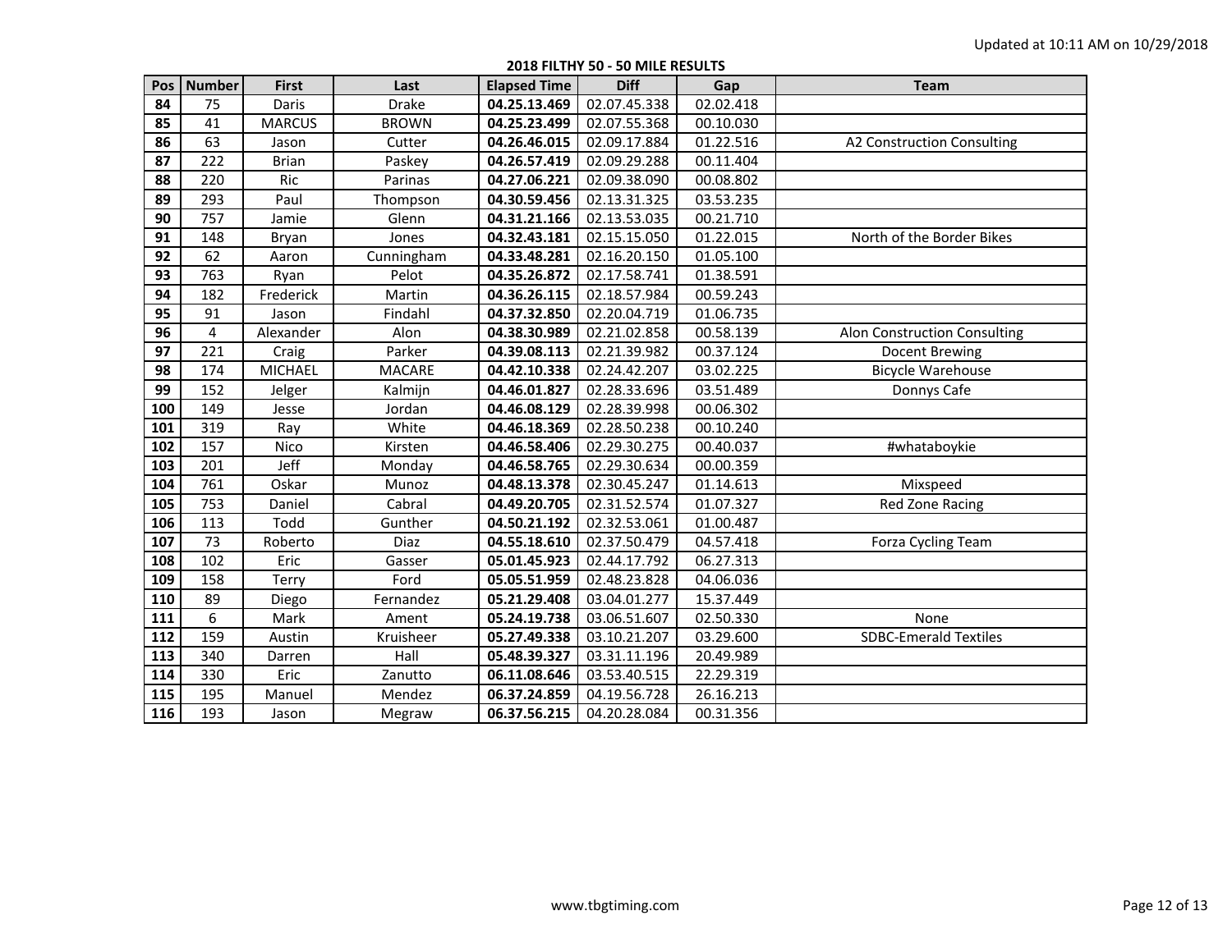Updated at 10:11 AM on 10/29/2018

**2018 FILTHY 50 - 50 MILE RESULTS**

| Pos | Number | First | Last | Elapsed Time | Diff | Gap | Team |
|---|---|---|---|---|---|---|---|
| **84** | 75 | Daris | Drake | **04.25.13.469** | 02.07.45.338 | 02.02.418 | |
| **85** | 41 | MARCUS | BROWN | **04.25.23.499** | 02.07.55.368 | 00.10.030 | |
| **86** | 63 | Jason | Cutter | **04.26.46.015** | 02.09.17.884 | 01.22.516 | A2 Construction Consulting |
| **87** | 222 | Brian | Paskey | **04.26.57.419** | 02.09.29.288 | 00.11.404 | |
| **88** | 220 | Ric | Parinas | **04.27.06.221** | 02.09.38.090 | 00.08.802 | |
| **89** | 293 | Paul | Thompson | **04.30.59.456** | 02.13.31.325 | 03.53.235 | |
| **90** | 757 | Jamie | Glenn | **04.31.21.166** | 02.13.53.035 | 00.21.710 | |
| **91** | 148 | Bryan | Jones | **04.32.43.181** | 02.15.15.050 | 01.22.015 | North of the Border Bikes |
| **92** | 62 | Aaron | Cunningham | **04.33.48.281** | 02.16.20.150 | 01.05.100 | |
| **93** | 763 | Ryan | Pelot | **04.35.26.872** | 02.17.58.741 | 01.38.591 | |
| **94** | 182 | Frederick | Martin | **04.36.26.115** | 02.18.57.984 | 00.59.243 | |
| **95** | 91 | Jason | Findahl | **04.37.32.850** | 02.20.04.719 | 01.06.735 | |
| **96** | 4 | Alexander | Alon | **04.38.30.989** | 02.21.02.858 | 00.58.139 | Alon Construction Consulting |
| **97** | 221 | Craig | Parker | **04.39.08.113** | 02.21.39.982 | 00.37.124 | Docent Brewing |
| **98** | 174 | MICHAEL | MACARE | **04.42.10.338** | 02.24.42.207 | 03.02.225 | Bicycle Warehouse |
| **99** | 152 | Jelger | Kalmijn | **04.46.01.827** | 02.28.33.696 | 03.51.489 | Donnys Cafe |
| **100** | 149 | Jesse | Jordan | **04.46.08.129** | 02.28.39.998 | 00.06.302 | |
| **101** | 319 | Ray | White | **04.46.18.369** | 02.28.50.238 | 00.10.240 | |
| **102** | 157 | Nico | Kirsten | **04.46.58.406** | 02.29.30.275 | 00.40.037 | #whataboykie |
| **103** | 201 | Jeff | Monday | **04.46.58.765** | 02.29.30.634 | 00.00.359 | |
| **104** | 761 | Oskar | Munoz | **04.48.13.378** | 02.30.45.247 | 01.14.613 | Mixspeed |
| **105** | 753 | Daniel | Cabral | **04.49.20.705** | 02.31.52.574 | 01.07.327 | Red Zone Racing |
| **106** | 113 | Todd | Gunther | **04.50.21.192** | 02.32.53.061 | 01.00.487 | |
| **107** | 73 | Roberto | Diaz | **04.55.18.610** | 02.37.50.479 | 04.57.418 | Forza Cycling Team |
| **108** | 102 | Eric | Gasser | **05.01.45.923** | 02.44.17.792 | 06.27.313 | |
| **109** | 158 | Terry | Ford | **05.05.51.959** | 02.48.23.828 | 04.06.036 | |
| **110** | 89 | Diego | Fernandez | **05.21.29.408** | 03.04.01.277 | 15.37.449 | |
| **111** | 6 | Mark | Ament | **05.24.19.738** | 03.06.51.607 | 02.50.330 | None |
| **112** | 159 | Austin | Kruisheer | **05.27.49.338** | 03.10.21.207 | 03.29.600 | SDBC-Emerald Textiles |
| **113** | 340 | Darren | Hall | **05.48.39.327** | 03.31.11.196 | 20.49.989 | |
| **114** | 330 | Eric | Zanutto | **06.11.08.646** | 03.53.40.515 | 22.29.319 | |
| **115** | 195 | Manuel | Mendez | **06.37.24.859** | 04.19.56.728 | 26.16.213 | |
| **116** | 193 | Jason | Megraw | **06.37.56.215** | 04.20.28.084 | 00.31.356 | |

www.tbgtiming.com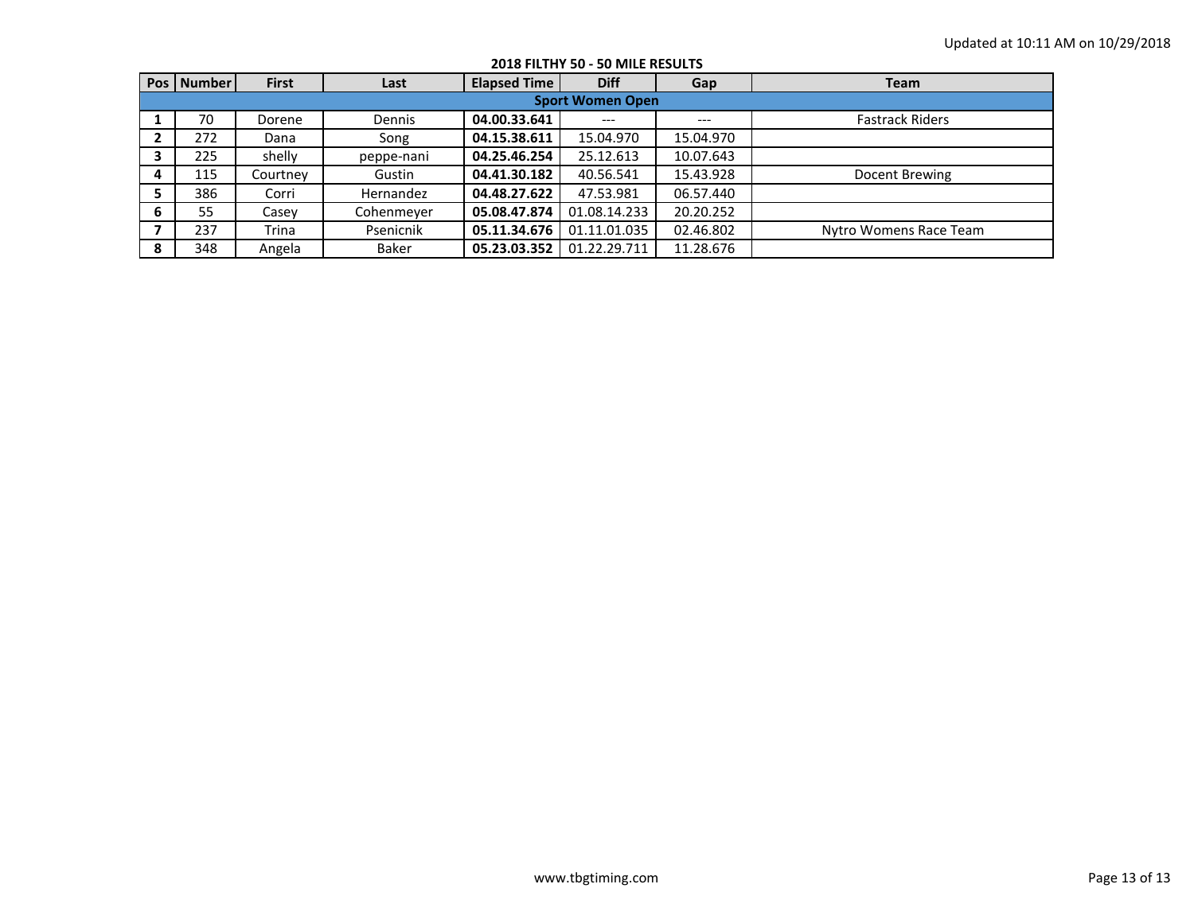Updated at 10:11 AM on 10/29/2018

## 2018 FILTHY 50 - 50 MILE RESULTS

| Pos | Number | First | Last | Elapsed Time | Diff | Gap | Team |
|---|---|---|---|---|---|---|---|
| **Sport Women Open** | | | | | | | |
| **1** | 70 | Dorene | Dennis | **04.00.33.641** | --- | --- | Fastrack Riders |
| **2** | 272 | Dana | Song | **04.15.38.611** | 15.04.970 | 15.04.970 | |
| **3** | 225 | shelly | peppe-nani | **04.25.46.254** | 25.12.613 | 10.07.643 | |
| **4** | 115 | Courtney | Gustin | **04.41.30.182** | 40.56.541 | 15.43.928 | Docent Brewing |
| **5** | 386 | Corri | Hernandez | **04.48.27.622** | 47.53.981 | 06.57.440 | |
| **6** | 55 | Casey | Cohenmeyer | **05.08.47.874** | 01.08.14.233 | 20.20.252 | |
| **7** | 237 | Trina | Psenicnik | **05.11.34.676** | 01.11.01.035 | 02.46.802 | Nytro Womens Race Team |
| **8** | 348 | Angela | Baker | **05.23.03.352** | 01.22.29.711 | 11.28.676 | |

www.tbgtiming.com